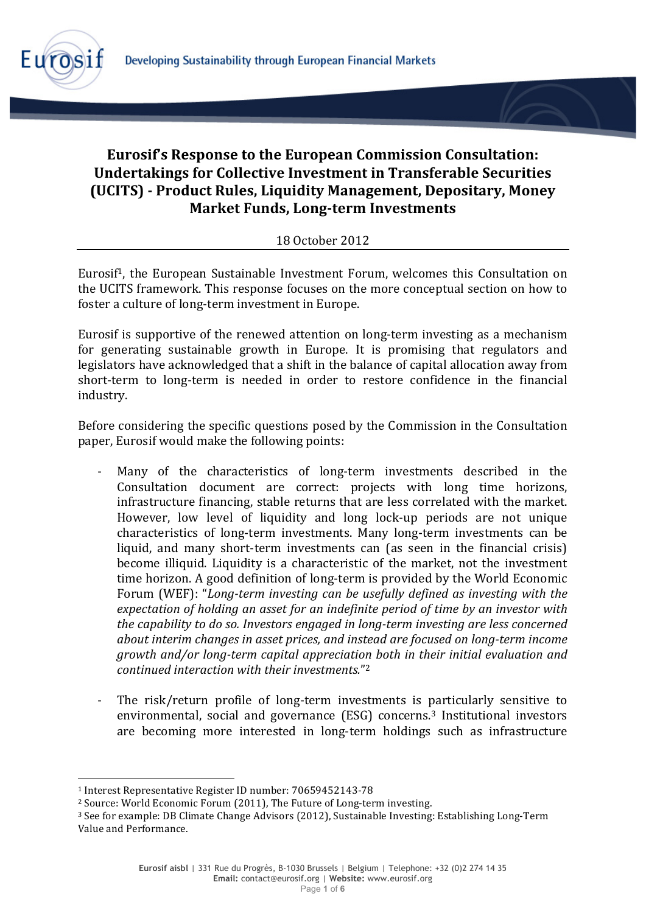# Eurosif's Response to the European Commission Consultation: Undertakings for Collective Investment in Transferable Securities (UCITS) - Product Rules, Liquidity Management, Depositary, Money Market Funds, Long-term Investments

18 October 2012

Eurosif[1], the European Sustainable Investment Forum, welcomes this Consultation on the UCITS framework. This response focuses on the more conceptual section on how to foster a culture of long-term investment in Europe.

Eurosif is supportive of the renewed attention on long-term investing as a mechanism for generating sustainable growth in Europe. It is promising that regulators and legislators have acknowledged that a shift in the balance of capital allocation away from short-term to long-term is needed in order to restore confidence in the financial industry.

Before considering the specific questions posed by the Commission in the Consultation paper, Eurosif would make the following points:

- Many of the characteristics of long-term investments described in the Consultation document are correct: projects with long time horizons, infrastructure financing, stable returns that are less correlated with the market. However, low level of liquidity and long lock-up periods are not unique characteristics of long-term investments. Many long-term investments can be liquid, and many short-term investments can (as seen in the financial crisis) become illiquid. Liquidity is a characteristic of the market, not the investment time horizon. A good definition of long-term is provided by the World Economic Forum (WEF): "*Long-term investing can be usefully defined as investing with the expectation of holding an asset for an indefinite period of time by an investor with the capability to do so. Investors engaged in long-term investing are less concerned about interim changes in asset prices, and instead are focused on long-term income growth and/or long-term capital appreciation both in their initial evaluation and continued interaction with their investments.*"[2]

- The risk/return profile of long-term investments is particularly sensitive to environmental, social and governance (ESG) concerns.[3] Institutional investors are becoming more interested in long-term holdings such as infrastructure

---

[1] Interest Representative Register ID number: 70659452143-78

[2] Source: World Economic Forum (2011), The Future of Long-term investing.

[3] See for example: DB Climate Change Advisors (2012), Sustainable Investing: Establishing Long-Term Value and Performance.

**Eurosif aisbl** | 331 Rue du Progrès, B-1030 Brussels | Belgium | Telephone: +32 (0)2 274 14 35
**Email:** contact@eurosif.org | **Website:** www.eurosif.org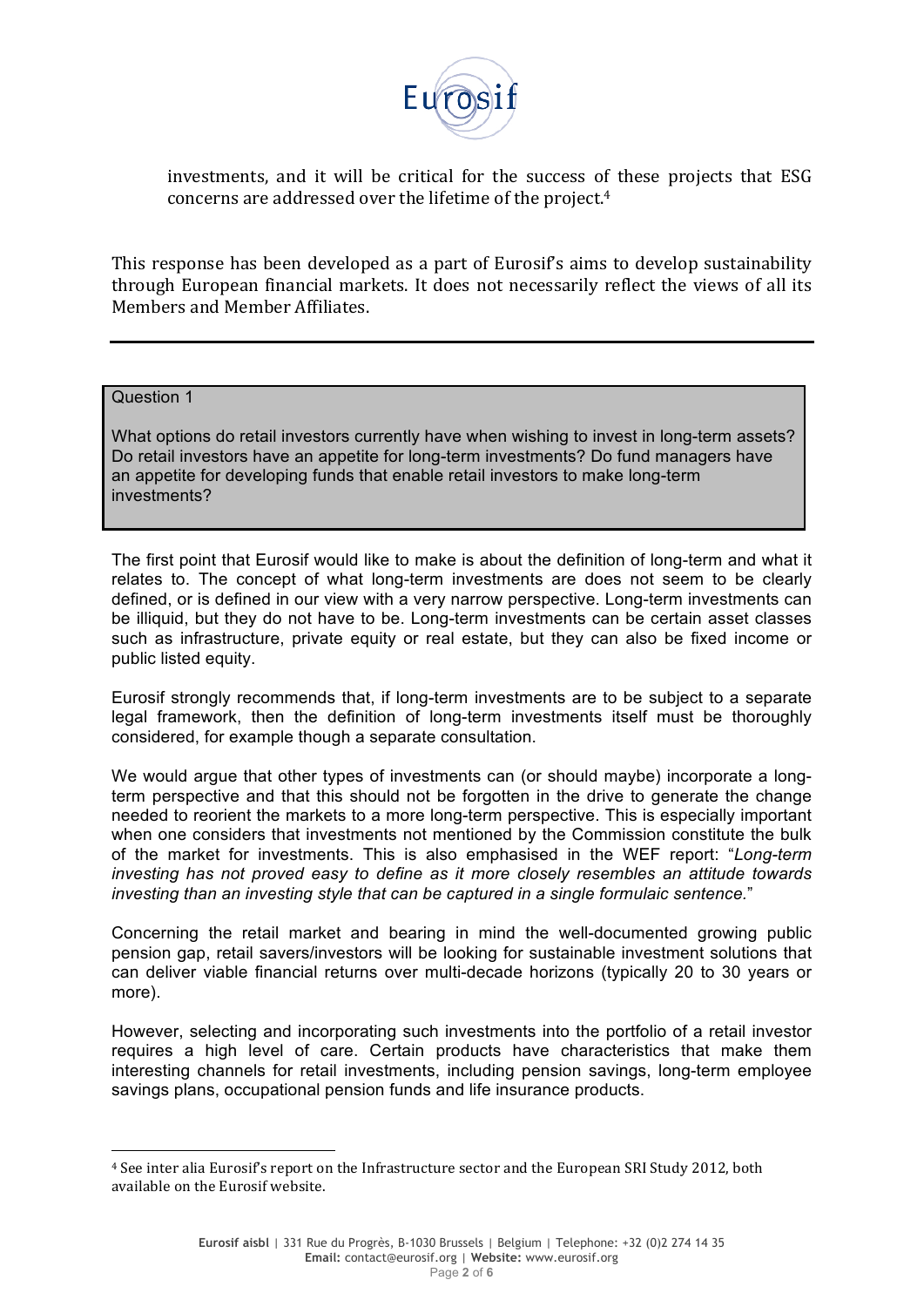investments, and it will be critical for the success of these projects that ESG concerns are addressed over the lifetime of the project.[4]

This response has been developed as a part of Eurosif's aims to develop sustainability through European financial markets. It does not necessarily reflect the views of all its Members and Member Affiliates.

---

**Question 1**

What options do retail investors currently have when wishing to invest in long-term assets? Do retail investors have an appetite for long-term investments? Do fund managers have an appetite for developing funds that enable retail investors to make long-term investments?

The first point that Eurosif would like to make is about the definition of long-term and what it relates to. The concept of what long-term investments are does not seem to be clearly defined, or is defined in our view with a very narrow perspective. Long-term investments can be illiquid, but they do not have to be. Long-term investments can be certain asset classes such as infrastructure, private equity or real estate, but they can also be fixed income or public listed equity.

Eurosif strongly recommends that, if long-term investments are to be subject to a separate legal framework, then the definition of long-term investments itself must be thoroughly considered, for example though a separate consultation.

We would argue that other types of investments can (or should maybe) incorporate a long-term perspective and that this should not be forgotten in the drive to generate the change needed to reorient the markets to a more long-term perspective. This is especially important when one considers that investments not mentioned by the Commission constitute the bulk of the market for investments. This is also emphasised in the WEF report: "*Long-term investing has not proved easy to define as it more closely resembles an attitude towards investing than an investing style that can be captured in a single formulaic sentence.*"

Concerning the retail market and bearing in mind the well-documented growing public pension gap, retail savers/investors will be looking for sustainable investment solutions that can deliver viable financial returns over multi-decade horizons (typically 20 to 30 years or more).

However, selecting and incorporating such investments into the portfolio of a retail investor requires a high level of care. Certain products have characteristics that make them interesting channels for retail investments, including pension savings, long-term employee savings plans, occupational pension funds and life insurance products.

[4] See inter alia Eurosif's report on the Infrastructure sector and the European SRI Study 2012, both available on the Eurosif website.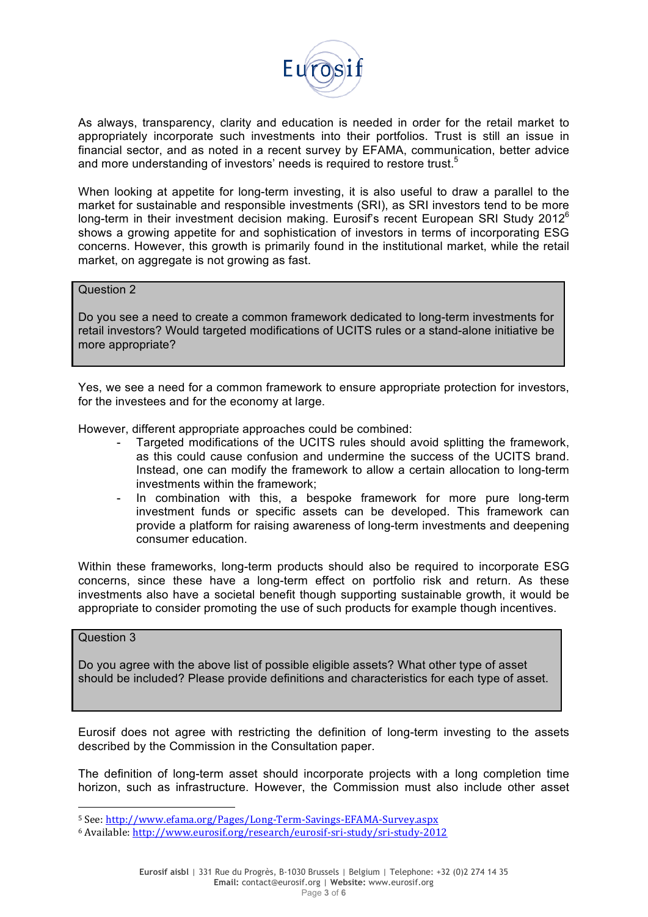As always, transparency, clarity and education is needed in order for the retail market to appropriately incorporate such investments into their portfolios. Trust is still an issue in financial sector, and as noted in a recent survey by EFAMA, communication, better advice and more understanding of investors' needs is required to restore trust.[5]

When looking at appetite for long-term investing, it is also useful to draw a parallel to the market for sustainable and responsible investments (SRI), as SRI investors tend to be more long-term in their investment decision making. Eurosif's recent European SRI Study 2012[6] shows a growing appetite for and sophistication of investors in terms of incorporating ESG concerns. However, this growth is primarily found in the institutional market, while the retail market, on aggregate is not growing as fast.

> Question 2
>
> Do you see a need to create a common framework dedicated to long-term investments for retail investors? Would targeted modifications of UCITS rules or a stand-alone initiative be more appropriate?

Yes, we see a need for a common framework to ensure appropriate protection for investors, for the investees and for the economy at large.

However, different appropriate approaches could be combined:

- Targeted modifications of the UCITS rules should avoid splitting the framework, as this could cause confusion and undermine the success of the UCITS brand. Instead, one can modify the framework to allow a certain allocation to long-term investments within the framework;
- In combination with this, a bespoke framework for more pure long-term investment funds or specific assets can be developed. This framework can provide a platform for raising awareness of long-term investments and deepening consumer education.

Within these frameworks, long-term products should also be required to incorporate ESG concerns, since these have a long-term effect on portfolio risk and return. As these investments also have a societal benefit though supporting sustainable growth, it would be appropriate to consider promoting the use of such products for example though incentives.

> Question 3
>
> Do you agree with the above list of possible eligible assets? What other type of asset should be included? Please provide definitions and characteristics for each type of asset.

Eurosif does not agree with restricting the definition of long-term investing to the assets described by the Commission in the Consultation paper.

The definition of long-term asset should incorporate projects with a long completion time horizon, such as infrastructure. However, the Commission must also include other asset

---

[5] See: http://www.efama.org/Pages/Long-Term-Savings-EFAMA-Survey.aspx

[6] Available: http://www.eurosif.org/research/eurosif-sri-study/sri-study-2012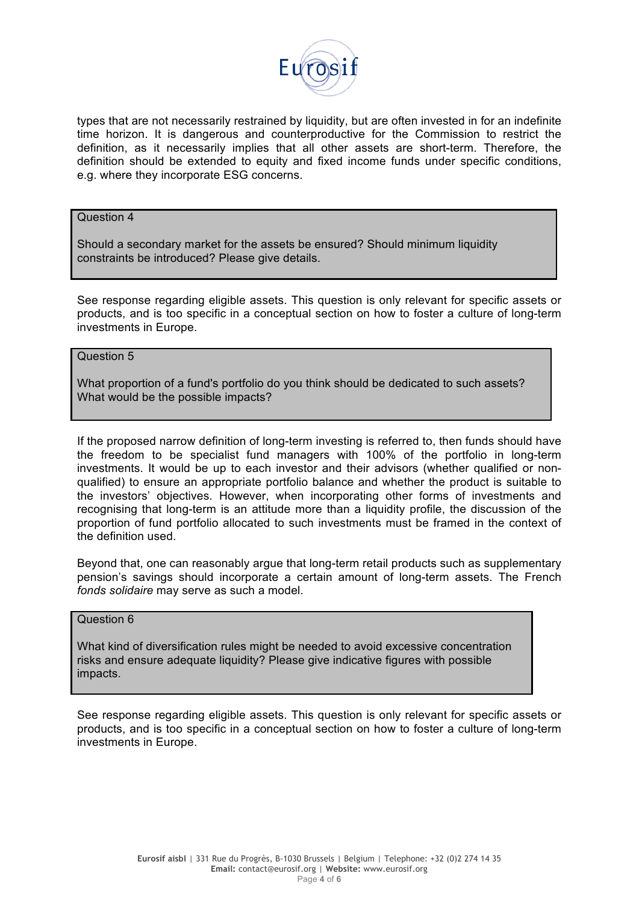types that are not necessarily restrained by liquidity, but are often invested in for an indefinite time horizon. It is dangerous and counterproductive for the Commission to restrict the definition, as it necessarily implies that all other assets are short-term. Therefore, the definition should be extended to equity and fixed income funds under specific conditions, e.g. where they incorporate ESG concerns.

> Question 4
>
> Should a secondary market for the assets be ensured? Should minimum liquidity constraints be introduced? Please give details.

See response regarding eligible assets. This question is only relevant for specific assets or products, and is too specific in a conceptual section on how to foster a culture of long-term investments in Europe.

> Question 5
>
> What proportion of a fund's portfolio do you think should be dedicated to such assets? What would be the possible impacts?

If the proposed narrow definition of long-term investing is referred to, then funds should have the freedom to be specialist fund managers with 100% of the portfolio in long-term investments. It would be up to each investor and their advisors (whether qualified or non-qualified) to ensure an appropriate portfolio balance and whether the product is suitable to the investors' objectives. However, when incorporating other forms of investments and recognising that long-term is an attitude more than a liquidity profile, the discussion of the proportion of fund portfolio allocated to such investments must be framed in the context of the definition used.

Beyond that, one can reasonably argue that long-term retail products such as supplementary pension's savings should incorporate a certain amount of long-term assets. The French *fonds solidaire* may serve as such a model.

> Question 6
>
> What kind of diversification rules might be needed to avoid excessive concentration risks and ensure adequate liquidity? Please give indicative figures with possible impacts.

See response regarding eligible assets. This question is only relevant for specific assets or products, and is too specific in a conceptual section on how to foster a culture of long-term investments in Europe.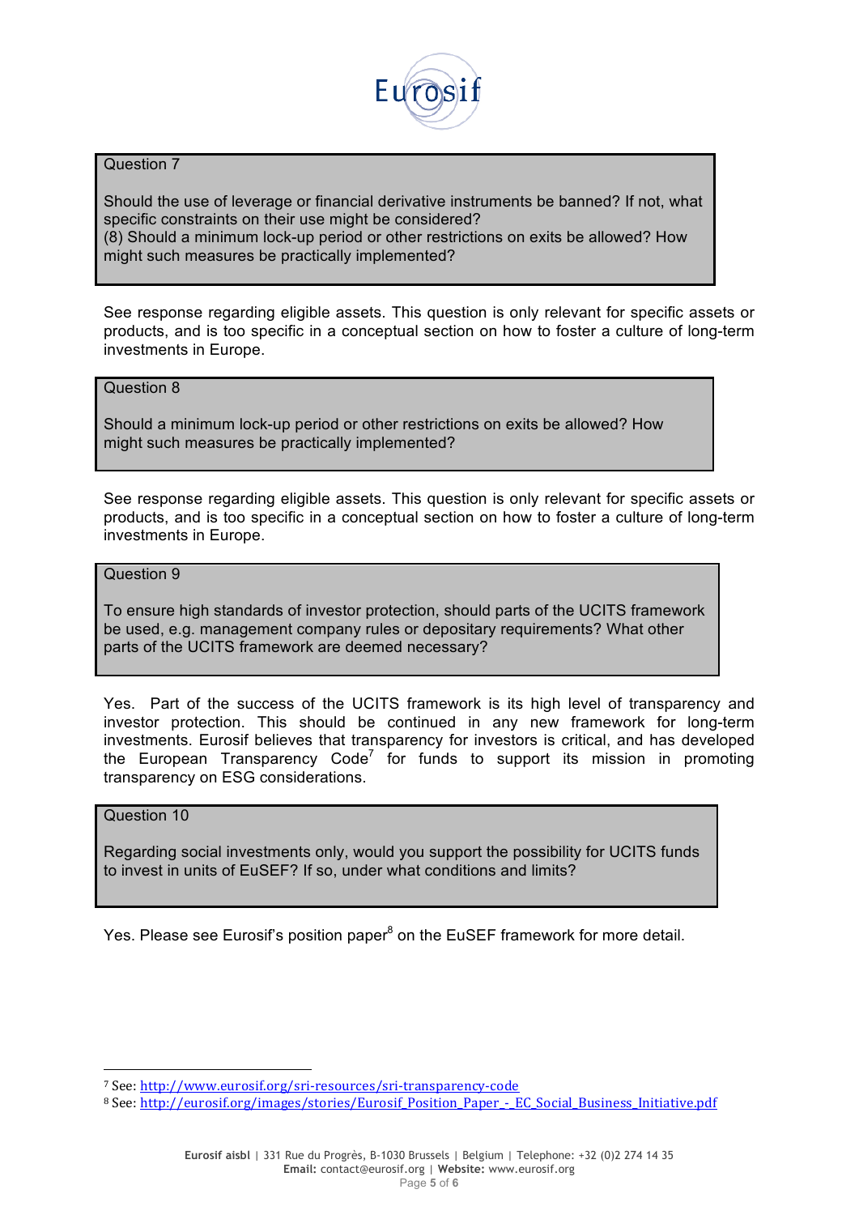Question 7

Should the use of leverage or financial derivative instruments be banned? If not, what specific constraints on their use might be considered?
(8) Should a minimum lock-up period or other restrictions on exits be allowed? How might such measures be practically implemented?

See response regarding eligible assets. This question is only relevant for specific assets or products, and is too specific in a conceptual section on how to foster a culture of long-term investments in Europe.

Question 8

Should a minimum lock-up period or other restrictions on exits be allowed? How might such measures be practically implemented?

See response regarding eligible assets. This question is only relevant for specific assets or products, and is too specific in a conceptual section on how to foster a culture of long-term investments in Europe.

Question 9

To ensure high standards of investor protection, should parts of the UCITS framework be used, e.g. management company rules or depositary requirements? What other parts of the UCITS framework are deemed necessary?

Yes. Part of the success of the UCITS framework is its high level of transparency and investor protection. This should be continued in any new framework for long-term investments. Eurosif believes that transparency for investors is critical, and has developed the European Transparency Code[7] for funds to support its mission in promoting transparency on ESG considerations.

Question 10

Regarding social investments only, would you support the possibility for UCITS funds to invest in units of EuSEF? If so, under what conditions and limits?

Yes. Please see Eurosif's position paper[8] on the EuSEF framework for more detail.

---

[7] See: http://www.eurosif.org/sri-resources/sri-transparency-code

[8] See: http://eurosif.org/images/stories/Eurosif_Position_Paper_-_EC_Social_Business_Initiative.pdf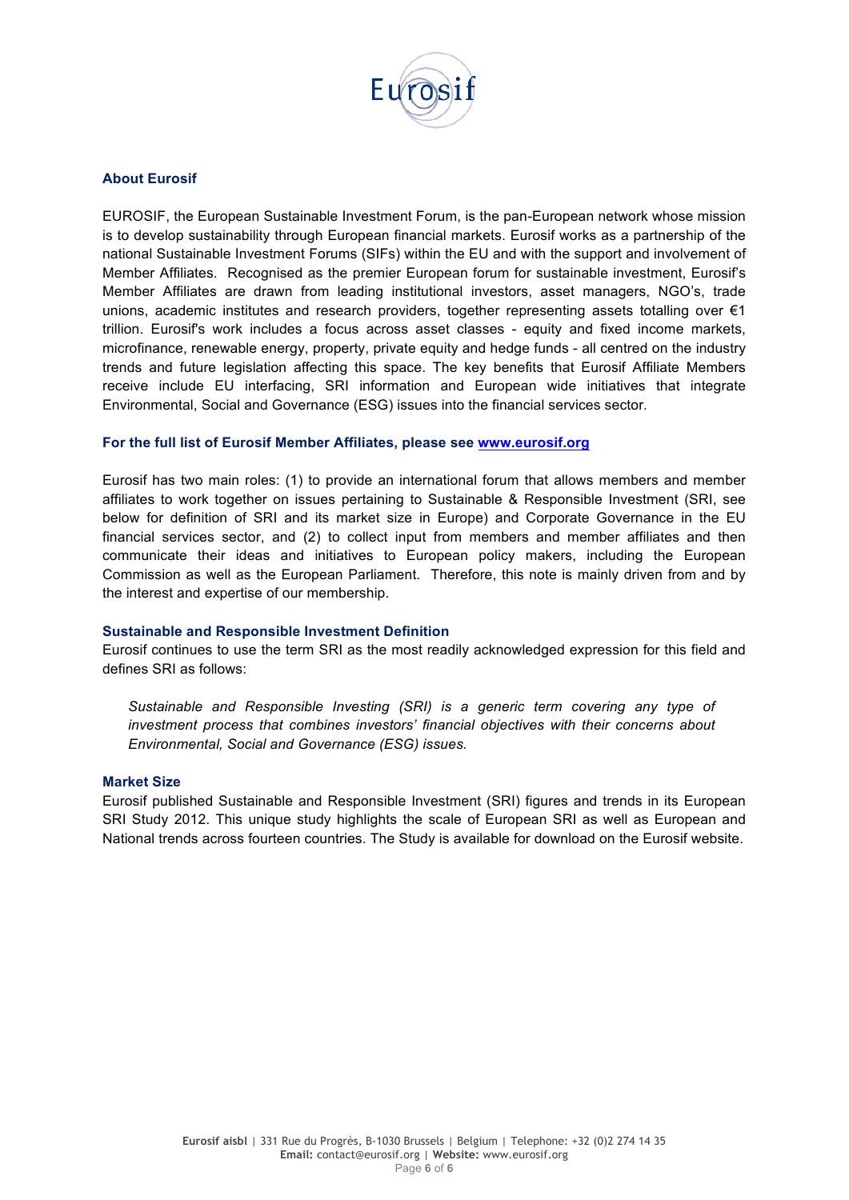## About Eurosif

EUROSIF, the European Sustainable Investment Forum, is the pan-European network whose mission is to develop sustainability through European financial markets. Eurosif works as a partnership of the national Sustainable Investment Forums (SIFs) within the EU and with the support and involvement of Member Affiliates. Recognised as the premier European forum for sustainable investment, Eurosif's Member Affiliates are drawn from leading institutional investors, asset managers, NGO's, trade unions, academic institutes and research providers, together representing assets totalling over €1 trillion. Eurosif's work includes a focus across asset classes - equity and fixed income markets, microfinance, renewable energy, property, private equity and hedge funds - all centred on the industry trends and future legislation affecting this space. The key benefits that Eurosif Affiliate Members receive include EU interfacing, SRI information and European wide initiatives that integrate Environmental, Social and Governance (ESG) issues into the financial services sector.

**For the full list of Eurosif Member Affiliates, please see [www.eurosif.org](http://www.eurosif.org)**

Eurosif has two main roles: (1) to provide an international forum that allows members and member affiliates to work together on issues pertaining to Sustainable & Responsible Investment (SRI, see below for definition of SRI and its market size in Europe) and Corporate Governance in the EU financial services sector, and (2) to collect input from members and member affiliates and then communicate their ideas and initiatives to European policy makers, including the European Commission as well as the European Parliament. Therefore, this note is mainly driven from and by the interest and expertise of our membership.

## Sustainable and Responsible Investment Definition

Eurosif continues to use the term SRI as the most readily acknowledged expression for this field and defines SRI as follows:

> *Sustainable and Responsible Investing (SRI) is a generic term covering any type of investment process that combines investors' financial objectives with their concerns about Environmental, Social and Governance (ESG) issues.*

## Market Size

Eurosif published Sustainable and Responsible Investment (SRI) figures and trends in its European SRI Study 2012. This unique study highlights the scale of European SRI as well as European and National trends across fourteen countries. The Study is available for download on the Eurosif website.

**Eurosif aisbl** | 331 Rue du Progrès, B-1030 Brussels | Belgium | Telephone: +32 (0)2 274 14 35
**Email:** contact@eurosif.org | **Website:** www.eurosif.org